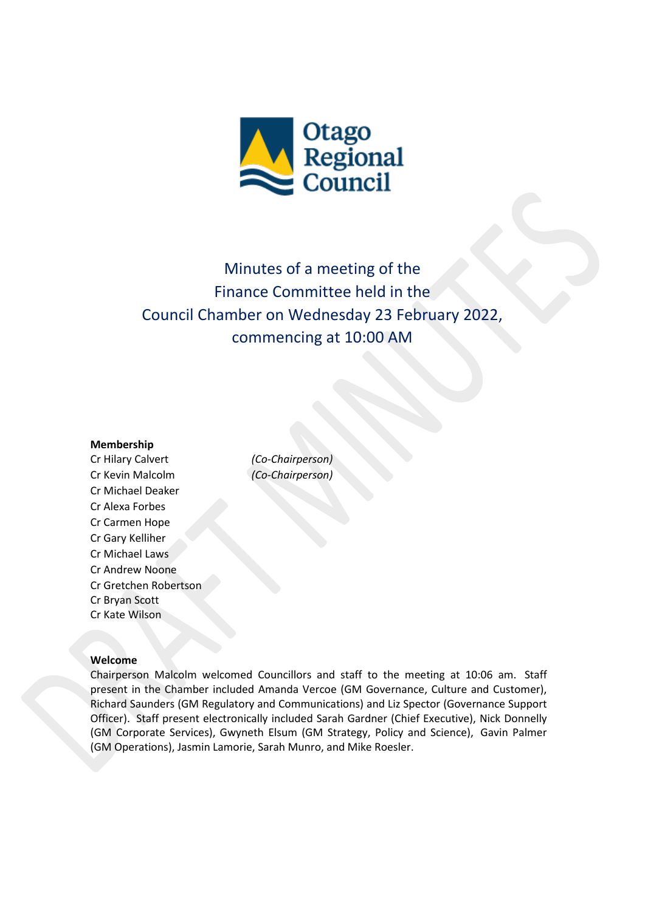# Minutes of a meeting of the Finance Committee held in the Council Chamber on Wednesday 23 February 2022, commencing at 10:00 AM

**Membership**

Cr Hilary Calvert *(Co-Chairperson)*
Cr Kevin Malcolm *(Co-Chairperson)*
Cr Michael Deaker
Cr Alexa Forbes
Cr Carmen Hope
Cr Gary Kelliher
Cr Michael Laws
Cr Andrew Noone
Cr Gretchen Robertson
Cr Bryan Scott
Cr Kate Wilson

**Welcome**

Chairperson Malcolm welcomed Councillors and staff to the meeting at 10:06 am. Staff present in the Chamber included Amanda Vercoe (GM Governance, Culture and Customer), Richard Saunders (GM Regulatory and Communications) and Liz Spector (Governance Support Officer). Staff present electronically included Sarah Gardner (Chief Executive), Nick Donnelly (GM Corporate Services), Gwyneth Elsum (GM Strategy, Policy and Science), Gavin Palmer (GM Operations), Jasmin Lamorie, Sarah Munro, and Mike Roesler.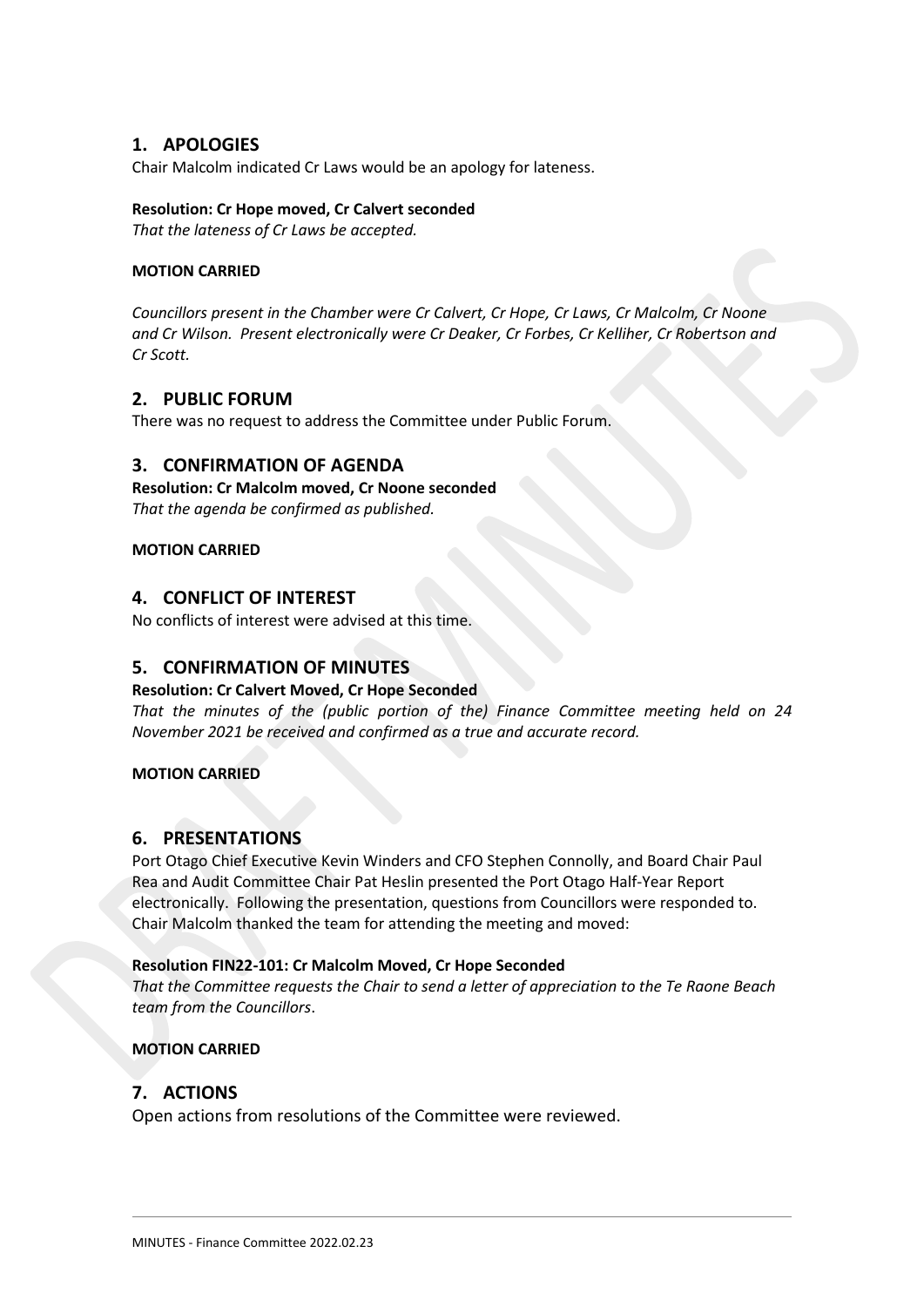## 1. APOLOGIES

Chair Malcolm indicated Cr Laws would be an apology for lateness.

**Resolution: Cr Hope moved, Cr Calvert seconded**
*That the lateness of Cr Laws be accepted.*

**MOTION CARRIED**

*Councillors present in the Chamber were Cr Calvert, Cr Hope, Cr Laws, Cr Malcolm, Cr Noone and Cr Wilson. Present electronically were Cr Deaker, Cr Forbes, Cr Kelliher, Cr Robertson and Cr Scott.*

## 2. PUBLIC FORUM

There was no request to address the Committee under Public Forum.

## 3. CONFIRMATION OF AGENDA

**Resolution: Cr Malcolm moved, Cr Noone seconded**
*That the agenda be confirmed as published.*

**MOTION CARRIED**

## 4. CONFLICT OF INTEREST

No conflicts of interest were advised at this time.

## 5. CONFIRMATION OF MINUTES

**Resolution: Cr Calvert Moved, Cr Hope Seconded**
*That the minutes of the (public portion of the) Finance Committee meeting held on 24 November 2021 be received and confirmed as a true and accurate record.*

**MOTION CARRIED**

## 6. PRESENTATIONS

Port Otago Chief Executive Kevin Winders and CFO Stephen Connolly, and Board Chair Paul Rea and Audit Committee Chair Pat Heslin presented the Port Otago Half-Year Report electronically. Following the presentation, questions from Councillors were responded to. Chair Malcolm thanked the team for attending the meeting and moved:

**Resolution FIN22-101: Cr Malcolm Moved, Cr Hope Seconded**
*That the Committee requests the Chair to send a letter of appreciation to the Te Raone Beach team from the Councillors*.

**MOTION CARRIED**

## 7. ACTIONS

Open actions from resolutions of the Committee were reviewed.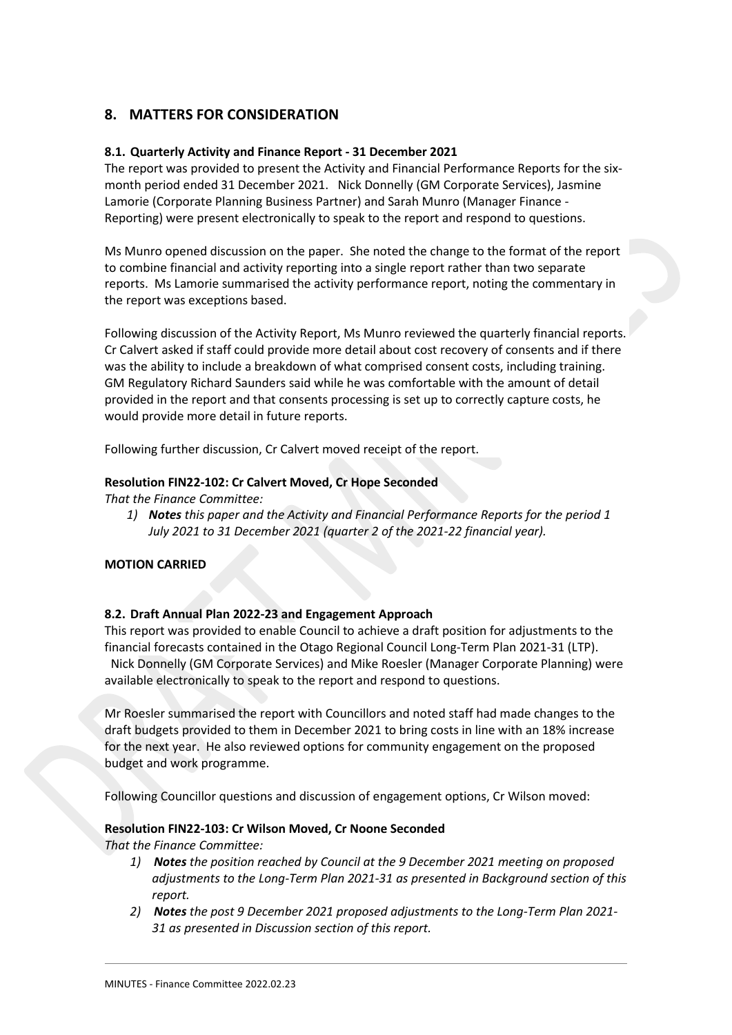## 8. MATTERS FOR CONSIDERATION

### 8.1. Quarterly Activity and Finance Report - 31 December 2021

The report was provided to present the Activity and Financial Performance Reports for the six-month period ended 31 December 2021. Nick Donnelly (GM Corporate Services), Jasmine Lamorie (Corporate Planning Business Partner) and Sarah Munro (Manager Finance - Reporting) were present electronically to speak to the report and respond to questions.

Ms Munro opened discussion on the paper. She noted the change to the format of the report to combine financial and activity reporting into a single report rather than two separate reports. Ms Lamorie summarised the activity performance report, noting the commentary in the report was exceptions based.

Following discussion of the Activity Report, Ms Munro reviewed the quarterly financial reports. Cr Calvert asked if staff could provide more detail about cost recovery of consents and if there was the ability to include a breakdown of what comprised consent costs, including training. GM Regulatory Richard Saunders said while he was comfortable with the amount of detail provided in the report and that consents processing is set up to correctly capture costs, he would provide more detail in future reports.

Following further discussion, Cr Calvert moved receipt of the report.

**Resolution FIN22-102: Cr Calvert Moved, Cr Hope Seconded**

*That the Finance Committee:*

1) ***Notes*** *this paper and the Activity and Financial Performance Reports for the period 1 July 2021 to 31 December 2021 (quarter 2 of the 2021-22 financial year).*

**MOTION CARRIED**

### 8.2. Draft Annual Plan 2022-23 and Engagement Approach

This report was provided to enable Council to achieve a draft position for adjustments to the financial forecasts contained in the Otago Regional Council Long-Term Plan 2021-31 (LTP). Nick Donnelly (GM Corporate Services) and Mike Roesler (Manager Corporate Planning) were available electronically to speak to the report and respond to questions.

Mr Roesler summarised the report with Councillors and noted staff had made changes to the draft budgets provided to them in December 2021 to bring costs in line with an 18% increase for the next year. He also reviewed options for community engagement on the proposed budget and work programme.

Following Councillor questions and discussion of engagement options, Cr Wilson moved:

**Resolution FIN22-103: Cr Wilson Moved, Cr Noone Seconded**

*That the Finance Committee:*

1) ***Notes*** *the position reached by Council at the 9 December 2021 meeting on proposed adjustments to the Long-Term Plan 2021-31 as presented in Background section of this report.*
2) ***Notes*** *the post 9 December 2021 proposed adjustments to the Long-Term Plan 2021-31 as presented in Discussion section of this report.*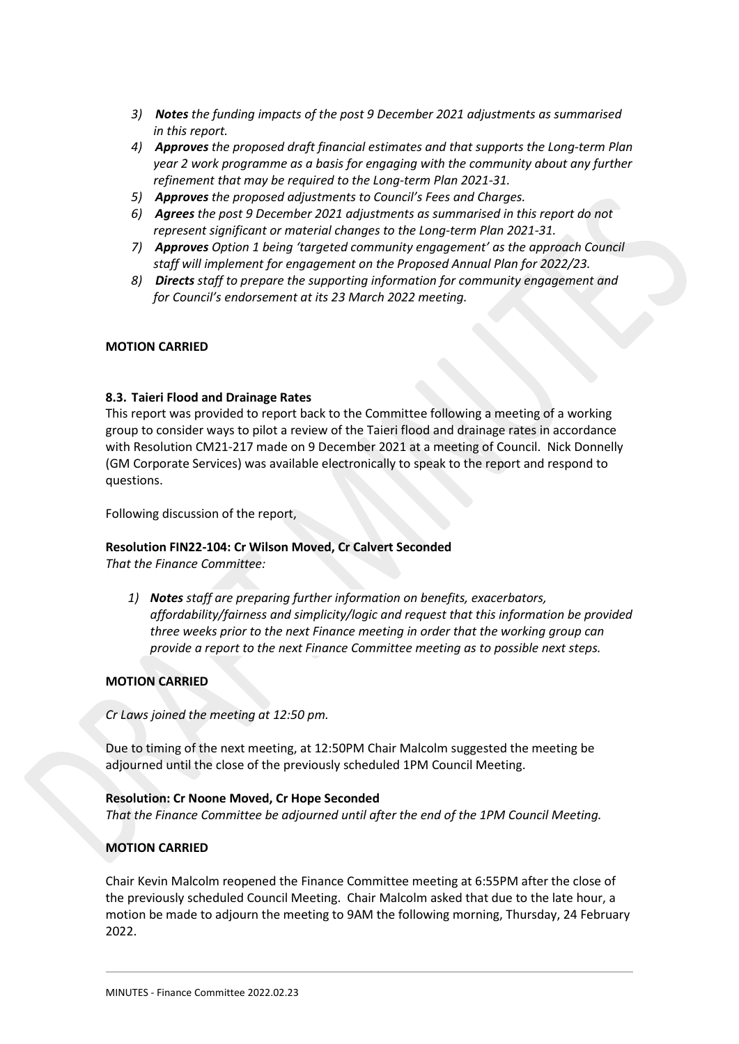3) ***Notes*** *the funding impacts of the post 9 December 2021 adjustments as summarised in this report.*
4) ***Approves*** *the proposed draft financial estimates and that supports the Long-term Plan year 2 work programme as a basis for engaging with the community about any further refinement that may be required to the Long-term Plan 2021-31.*
5) ***Approves*** *the proposed adjustments to Council's Fees and Charges.*
6) ***Agrees*** *the post 9 December 2021 adjustments as summarised in this report do not represent significant or material changes to the Long-term Plan 2021-31.*
7) ***Approves*** *Option 1 being 'targeted community engagement' as the approach Council staff will implement for engagement on the Proposed Annual Plan for 2022/23.*
8) ***Directs*** *staff to prepare the supporting information for community engagement and for Council's endorsement at its 23 March 2022 meeting.*

**MOTION CARRIED**

**8.3. Taieri Flood and Drainage Rates**

This report was provided to report back to the Committee following a meeting of a working group to consider ways to pilot a review of the Taieri flood and drainage rates in accordance with Resolution CM21-217 made on 9 December 2021 at a meeting of Council. Nick Donnelly (GM Corporate Services) was available electronically to speak to the report and respond to questions.

Following discussion of the report,

**Resolution FIN22-104: Cr Wilson Moved, Cr Calvert Seconded**

*That the Finance Committee:*

1) ***Notes*** *staff are preparing further information on benefits, exacerbators, affordability/fairness and simplicity/logic and request that this information be provided three weeks prior to the next Finance meeting in order that the working group can provide a report to the next Finance Committee meeting as to possible next steps.*

**MOTION CARRIED**

*Cr Laws joined the meeting at 12:50 pm.*

Due to timing of the next meeting, at 12:50PM Chair Malcolm suggested the meeting be adjourned until the close of the previously scheduled 1PM Council Meeting.

**Resolution: Cr Noone Moved, Cr Hope Seconded**

*That the Finance Committee be adjourned until after the end of the 1PM Council Meeting.*

**MOTION CARRIED**

Chair Kevin Malcolm reopened the Finance Committee meeting at 6:55PM after the close of the previously scheduled Council Meeting. Chair Malcolm asked that due to the late hour, a motion be made to adjourn the meeting to 9AM the following morning, Thursday, 24 February 2022.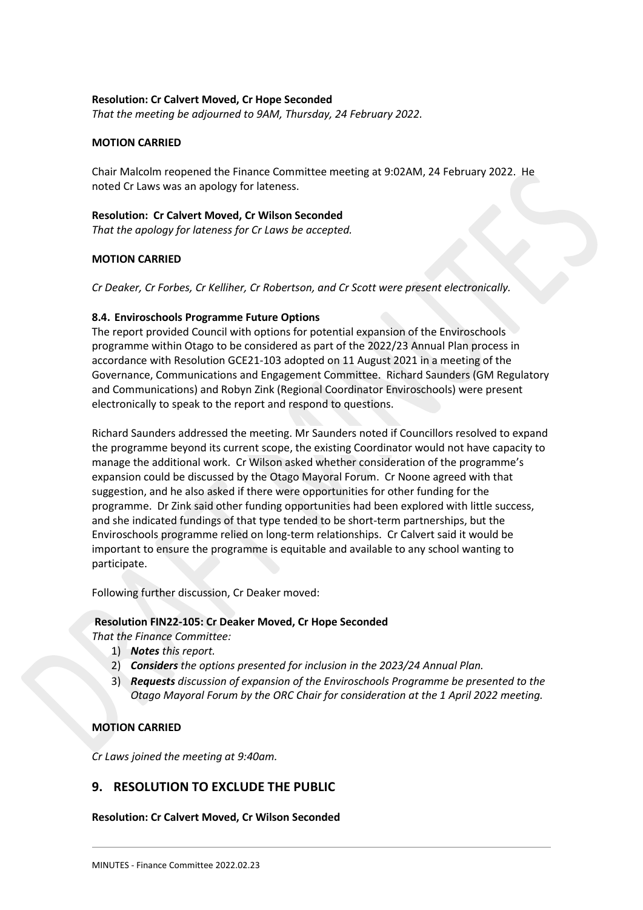**Resolution: Cr Calvert Moved, Cr Hope Seconded**

*That the meeting be adjourned to 9AM, Thursday, 24 February 2022.*

**MOTION CARRIED**

Chair Malcolm reopened the Finance Committee meeting at 9:02AM, 24 February 2022. He noted Cr Laws was an apology for lateness.

**Resolution: Cr Calvert Moved, Cr Wilson Seconded**

*That the apology for lateness for Cr Laws be accepted.*

**MOTION CARRIED**

*Cr Deaker, Cr Forbes, Cr Kelliher, Cr Robertson, and Cr Scott were present electronically.*

**8.4. Enviroschools Programme Future Options**

The report provided Council with options for potential expansion of the Enviroschools programme within Otago to be considered as part of the 2022/23 Annual Plan process in accordance with Resolution GCE21-103 adopted on 11 August 2021 in a meeting of the Governance, Communications and Engagement Committee. Richard Saunders (GM Regulatory and Communications) and Robyn Zink (Regional Coordinator Enviroschools) were present electronically to speak to the report and respond to questions.

Richard Saunders addressed the meeting. Mr Saunders noted if Councillors resolved to expand the programme beyond its current scope, the existing Coordinator would not have capacity to manage the additional work. Cr Wilson asked whether consideration of the programme's expansion could be discussed by the Otago Mayoral Forum. Cr Noone agreed with that suggestion, and he also asked if there were opportunities for other funding for the programme. Dr Zink said other funding opportunities had been explored with little success, and she indicated fundings of that type tended to be short-term partnerships, but the Enviroschools programme relied on long-term relationships. Cr Calvert said it would be important to ensure the programme is equitable and available to any school wanting to participate.

Following further discussion, Cr Deaker moved:

**Resolution FIN22-105: Cr Deaker Moved, Cr Hope Seconded**

*That the Finance Committee:*

1) ***Notes** this report.*
2) ***Considers** the options presented for inclusion in the 2023/24 Annual Plan.*
3) ***Requests** discussion of expansion of the Enviroschools Programme be presented to the Otago Mayoral Forum by the ORC Chair for consideration at the 1 April 2022 meeting.*

**MOTION CARRIED**

*Cr Laws joined the meeting at 9:40am.*

## 9. RESOLUTION TO EXCLUDE THE PUBLIC

**Resolution: Cr Calvert Moved, Cr Wilson Seconded**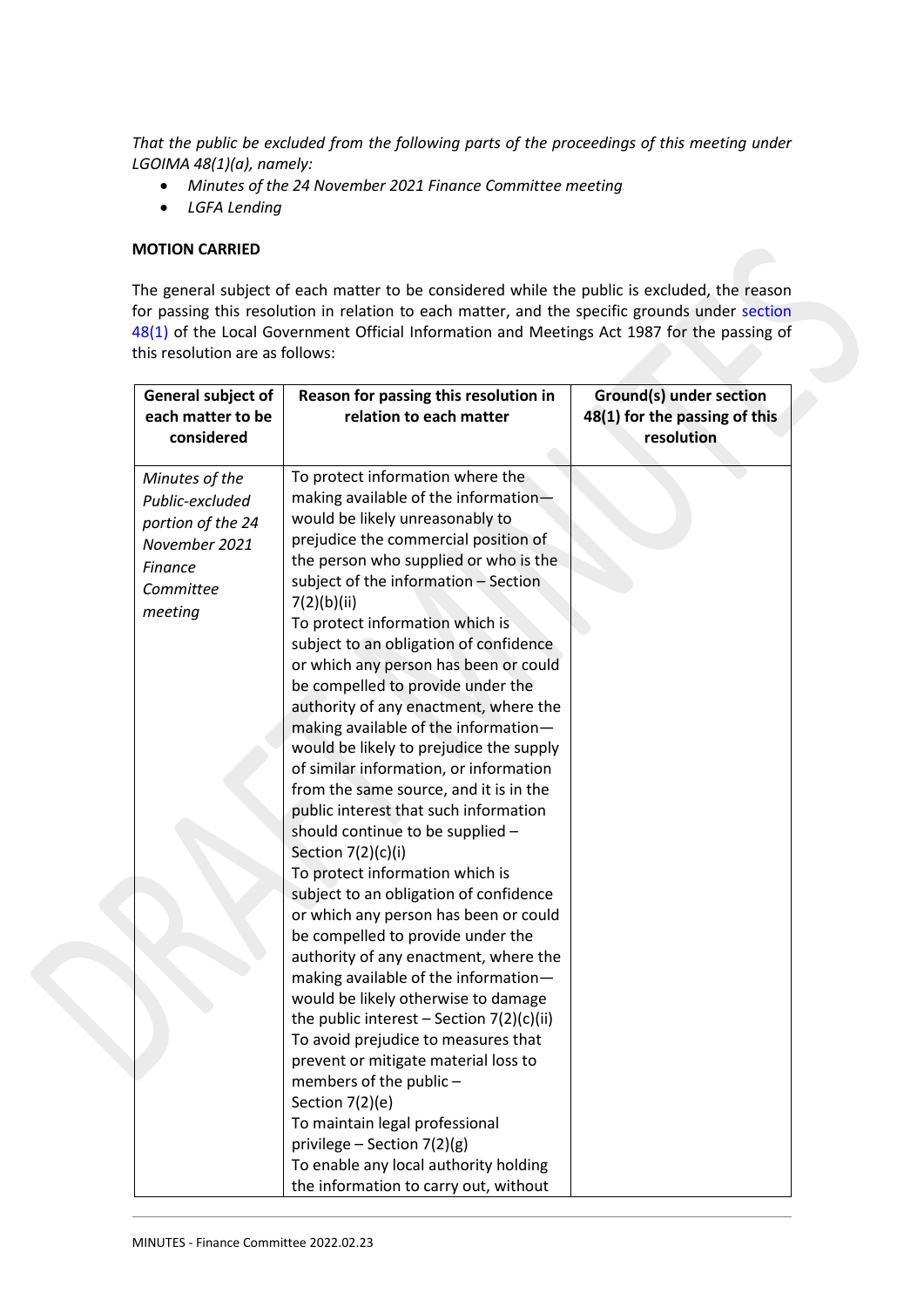*That the public be excluded from the following parts of the proceedings of this meeting under LGOIMA 48(1)(a), namely:*

- *Minutes of the 24 November 2021 Finance Committee meeting*
- *LGFA Lending*

**MOTION CARRIED**

The general subject of each matter to be considered while the public is excluded, the reason for passing this resolution in relation to each matter, and the specific grounds under section 48(1) of the Local Government Official Information and Meetings Act 1987 for the passing of this resolution are as follows:

| General subject of each matter to be considered | Reason for passing this resolution in relation to each matter | Ground(s) under section 48(1) for the passing of this resolution |
|---|---|---|
| *Minutes of the Public-excluded portion of the 24 November 2021 Finance Committee meeting* | To protect information where the making available of the information—would be likely unreasonably to prejudice the commercial position of the person who supplied or who is the subject of the information – Section 7(2)(b)(ii)<br>To protect information which is subject to an obligation of confidence or which any person has been or could be compelled to provide under the authority of any enactment, where the making available of the information—would be likely to prejudice the supply of similar information, or information from the same source, and it is in the public interest that such information should continue to be supplied – Section 7(2)(c)(i)<br>To protect information which is subject to an obligation of confidence or which any person has been or could be compelled to provide under the authority of any enactment, where the making available of the information—would be likely otherwise to damage the public interest – Section 7(2)(c)(ii)<br>To avoid prejudice to measures that prevent or mitigate material loss to members of the public – Section 7(2)(e)<br>To maintain legal professional privilege – Section 7(2)(g)<br>To enable any local authority holding the information to carry out, without | |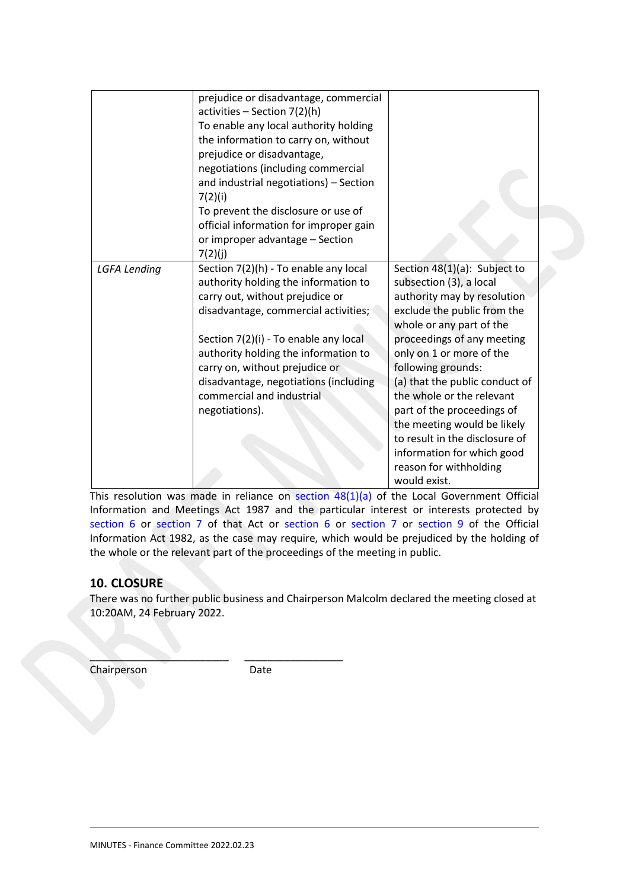| | | |
|---|---|---|
| | prejudice or disadvantage, commercial activities – Section 7(2)(h)<br>To enable any local authority holding the information to carry on, without prejudice or disadvantage, negotiations (including commercial and industrial negotiations) – Section 7(2)(i)<br>To prevent the disclosure or use of official information for improper gain or improper advantage – Section 7(2)(j) | |
| *LGFA Lending* | Section 7(2)(h) - To enable any local authority holding the information to carry out, without prejudice or disadvantage, commercial activities;<br><br>Section 7(2)(i) - To enable any local authority holding the information to carry on, without prejudice or disadvantage, negotiations (including commercial and industrial negotiations). | Section 48(1)(a): Subject to subsection (3), a local authority may by resolution exclude the public from the whole or any part of the proceedings of any meeting only on 1 or more of the following grounds:<br>(a) that the public conduct of the whole or the relevant part of the proceedings of the meeting would be likely to result in the disclosure of information for which good reason for withholding would exist. |

This resolution was made in reliance on section 48(1)(a) of the Local Government Official Information and Meetings Act 1987 and the particular interest or interests protected by section 6 or section 7 of that Act or section 6 or section 7 or section 9 of the Official Information Act 1982, as the case may require, which would be prejudiced by the holding of the whole or the relevant part of the proceedings of the meeting in public.

## 10. CLOSURE

There was no further public business and Chairperson Malcolm declared the meeting closed at 10:20AM, 24 February 2022.

\_\_\_\_\_\_\_\_\_\_\_\_\_\_\_\_\_\_\_\_\_\_\_\_\_ \_\_\_\_\_\_\_\_\_\_\_\_\_\_\_\_\_\_

Chairperson Date